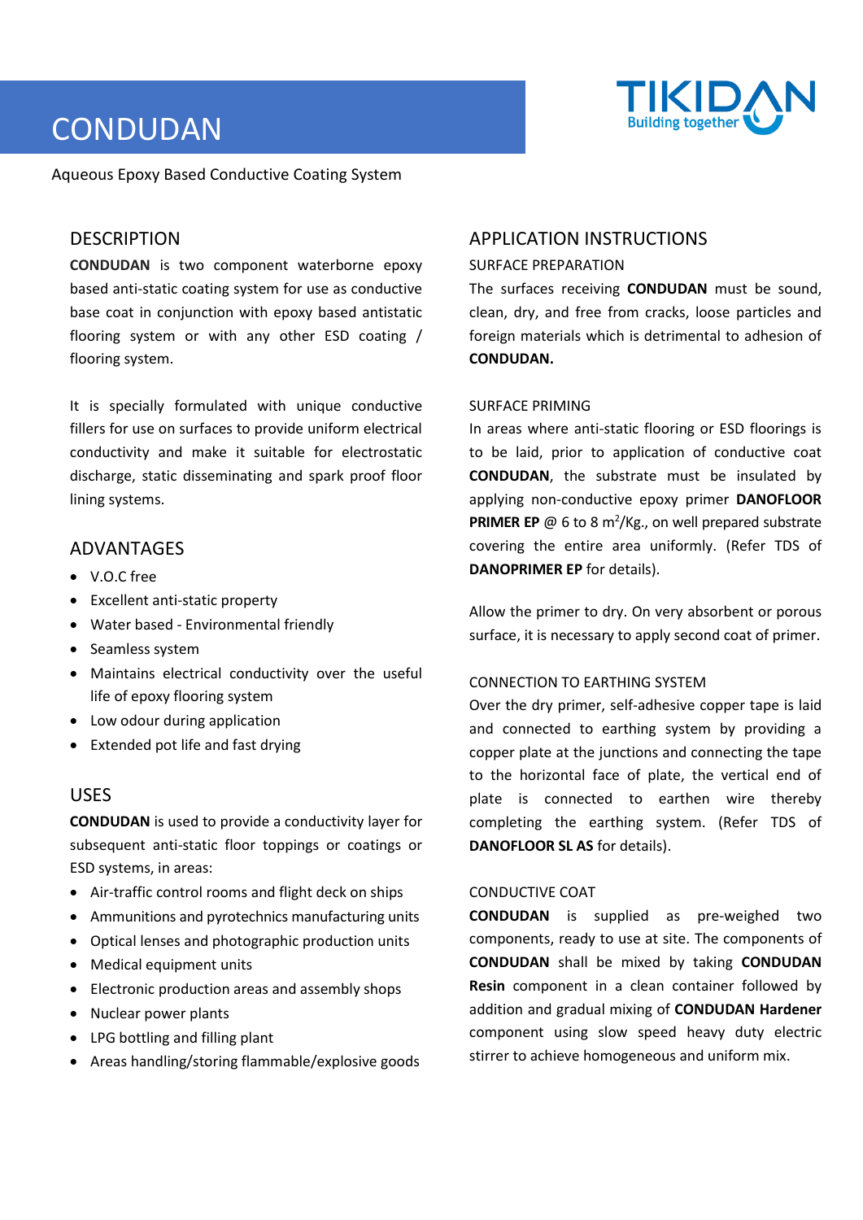// CONDUDAN TDS — converted to Markdown

# CONDUDAN

Aqueous Epoxy Based Conductive Coating System

## DESCRIPTION

**CONDUDAN** is two component waterborne epoxy based anti-static coating system for use as conductive base coat in conjunction with epoxy based antistatic flooring system or with any other ESD coating / flooring system.

It is specially formulated with unique conductive fillers for use on surfaces to provide uniform electrical conductivity and make it suitable for electrostatic discharge, static disseminating and spark proof floor lining systems.

## ADVANTAGES

- V.O.C free
- Excellent anti-static property
- Water based - Environmental friendly
- Seamless system
- Maintains electrical conductivity over the useful life of epoxy flooring system
- Low odour during application
- Extended pot life and fast drying

## USES

**CONDUDAN** is used to provide a conductivity layer for subsequent anti-static floor toppings or coatings or ESD systems, in areas:

- Air-traffic control rooms and flight deck on ships
- Ammunitions and pyrotechnics manufacturing units
- Optical lenses and photographic production units
- Medical equipment units
- Electronic production areas and assembly shops
- Nuclear power plants
- LPG bottling and filling plant
- Areas handling/storing flammable/explosive goods

## APPLICATION INSTRUCTIONS

### SURFACE PREPARATION

The surfaces receiving **CONDUDAN** must be sound, clean, dry, and free from cracks, loose particles and foreign materials which is detrimental to adhesion of **CONDUDAN.**

### SURFACE PRIMING

In areas where anti-static flooring or ESD floorings is to be laid, prior to application of conductive coat **CONDUDAN**, the substrate must be insulated by applying non-conductive epoxy primer **DANOFLOOR PRIMER EP** @ 6 to 8 $m^2$/Kg., on well prepared substrate covering the entire area uniformly. (Refer TDS of **DANOPRIMER EP** for details).

Allow the primer to dry. On very absorbent or porous surface, it is necessary to apply second coat of primer.

### CONNECTION TO EARTHING SYSTEM

Over the dry primer, self-adhesive copper tape is laid and connected to earthing system by providing a copper plate at the junctions and connecting the tape to the horizontal face of plate, the vertical end of plate is connected to earthen wire thereby completing the earthing system. (Refer TDS of **DANOFLOOR SL AS** for details).

### CONDUCTIVE COAT

**CONDUDAN** is supplied as pre-weighed two components, ready to use at site. The components of **CONDUDAN** shall be mixed by taking **CONDUDAN Resin** component in a clean container followed by addition and gradual mixing of **CONDUDAN Hardener** component using slow speed heavy duty electric stirrer to achieve homogeneous and uniform mix.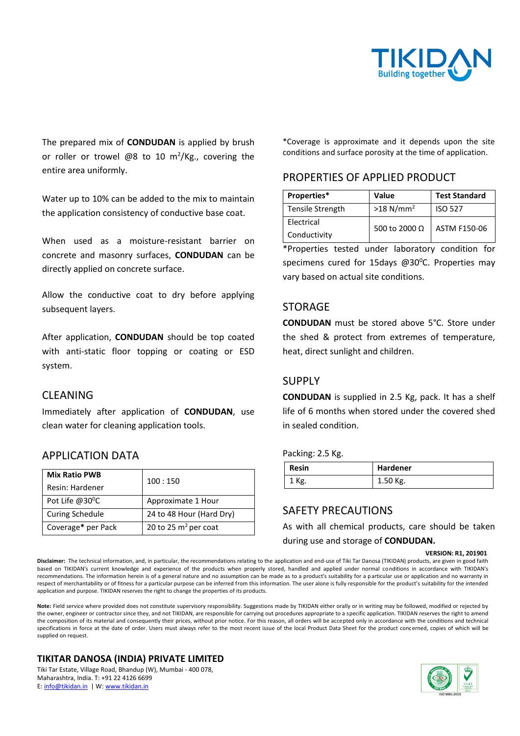The prepared mix of **CONDUDAN** is applied by brush or roller or trowel @8 to 10 $m^2$/Kg., covering the entire area uniformly.

Water up to 10% can be added to the mix to maintain the application consistency of conductive base coat.

When used as a moisture-resistant barrier on concrete and masonry surfaces, **CONDUDAN** can be directly applied on concrete surface.

Allow the conductive coat to dry before applying subsequent layers.

After application, **CONDUDAN** should be top coated with anti-static floor topping or coating or ESD system.

## CLEANING

Immediately after application of **CONDUDAN**, use clean water for cleaning application tools.

## APPLICATION DATA

| | |
|---|---|
| **Mix Ratio PWB** Resin: Hardener | 100 : 150 |
| Pot Life @30$^0$C | Approximate 1 Hour |
| Curing Schedule | 24 to 48 Hour (Hard Dry) |
| Coverage* per Pack | 20 to 25 $m^2$ per coat |

*Coverage is approximate and it depends upon the site conditions and surface porosity at the time of application.

## PROPERTIES OF APPLIED PRODUCT

| Properties* | Value | Test Standard |
|---|---|---|
| Tensile Strength | >18 $N/mm^2$ | ISO 527 |
| Electrical Conductivity | 500 to 2000 Ω | ASTM F150-06 |

*Properties tested under laboratory condition for specimens cured for 15days @30$^0$C. Properties may vary based on actual site conditions.

## STORAGE

**CONDUDAN** must be stored above 5°C. Store under the shed & protect from extremes of temperature, heat, direct sunlight and children.

## SUPPLY

**CONDUDAN** is supplied in 2.5 Kg, pack. It has a shelf life of 6 months when stored under the covered shed in sealed condition.

Packing: 2.5 Kg.

| Resin | Hardener |
|---|---|
| 1 Kg. | 1.50 Kg. |

## SAFETY PRECAUTIONS

As with all chemical products, care should be taken during use and storage of **CONDUDAN.**

**VERSION: R1, 201901**

**Disclaimer:** The technical information, and, in particular, the recommendations relating to the application and end-use of Tiki Tar Danosa (TIKIDAN) products, are given in good faith based on TIKIDAN's current knowledge and experience of the products when properly stored, handled and applied under normal conditions in accordance with TIKIDAN's recommendations. The information herein is of a general nature and no assumption can be made as to a product's suitability for a particular use or application and no warranty in respect of merchantability or of fitness for a particular purpose can be inferred from this information. The user alone is fully responsible for the product's suitability for the intended application and purpose. TIKIDAN reserves the right to change the properties of its products.

**Note:** Field service where provided does not constitute supervisory responsibility. Suggestions made by TIKIDAN either orally or in writing may be followed, modified or rejected by the owner, engineer or contractor since they, and not TIKIDAN, are responsible for carrying out procedures appropriate to a specific application. TIKIDAN reserves the right to amend the composition of its material and consequently their prices, without prior notice. For this reason, all orders will be accepted only in accordance with the conditions and technical specifications in force at the date of order. Users must always refer to the most recent issue of the local Product Data Sheet for the product concerned, copies of which will be supplied on request.

**TIKITAR DANOSA (INDIA) PRIVATE LIMITED**

Tiki Tar Estate, Village Road, Bhandup (W), Mumbai - 400 078, Maharashtra, India. T: +91 22 4126 6699
E: info@tikidan.in | W: www.tikidan.in